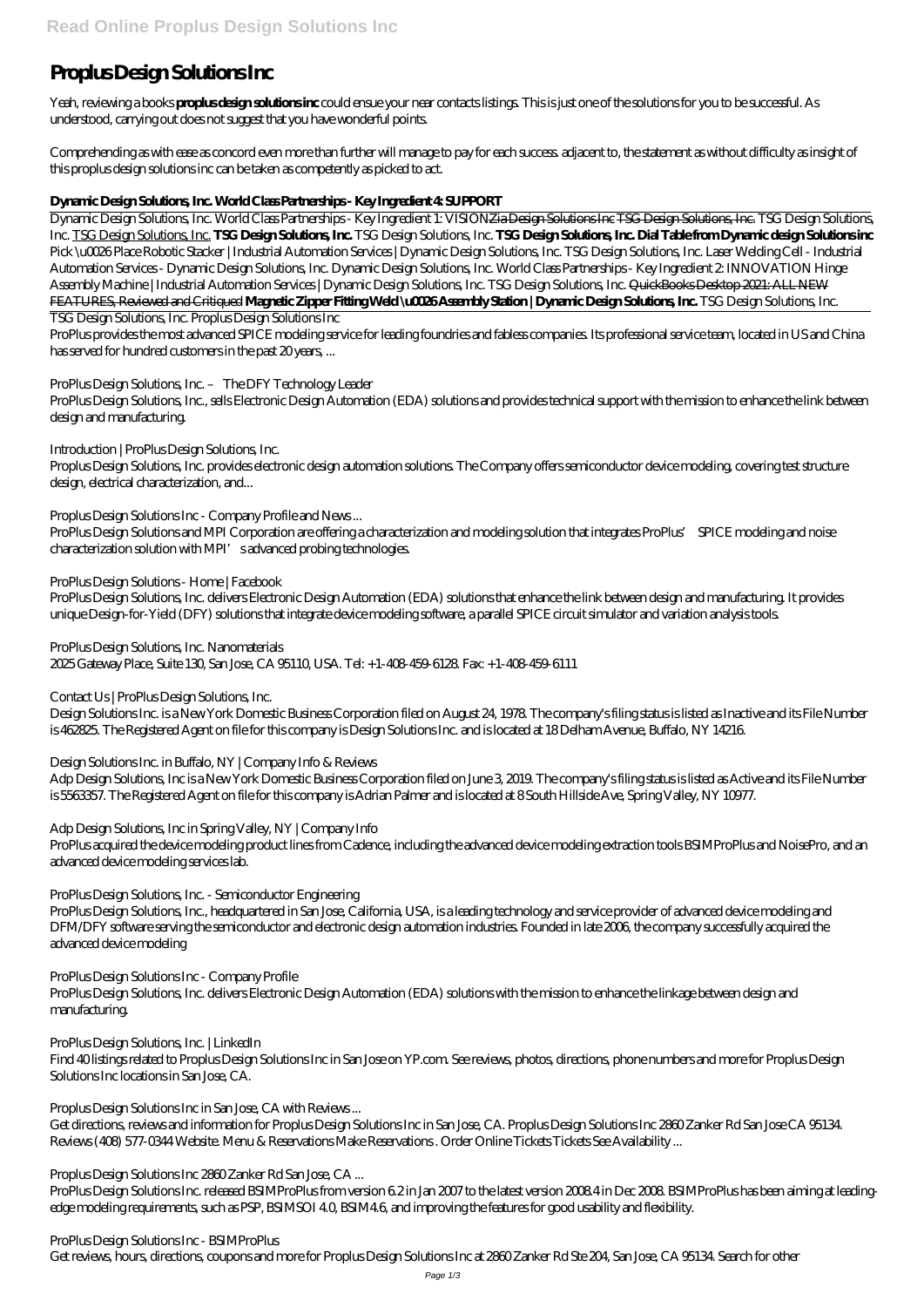# Proplus Design Solutions Inc

Yeah, reviewing a books **proplus design solutions inc** could ensue your near contacts listings. This is just one of the solutions for you to be successful. As understood, carrying out does not suggest that you have wonderful points.

Comprehending as with ease as concord even more than further will manage to pay for each success. adjacent to, the statement as without difficulty as insight of this proplus design solutions inc can be taken as competently as picked to act.

## Dynamic Design Solutions, Inc. World Class Partnerships - Key Ingredient 4: SUPPORT

Dynamic Design Solutions, Inc. World Class Partnerships - Key Ingredient 1: VISION~~Zia Design Solutions Inc TSG Design Solutions, Inc.~~ TSG Design Solutions, Inc. TSG Design Solutions, Inc. **TSG Design Solutions, Inc.** TSG Design Solutions, Inc. **TSG Design Solutions, Inc. Dial Table from Dynamic design Solutions inc** Pick \u0026 Place Robotic Stacker | Industrial Automation Services | Dynamic Design Solutions, Inc. TSG Design Solutions, Inc. Laser Welding Cell - Industrial Automation Services - Dynamic Design Solutions, Inc. Dynamic Design Solutions, Inc. World Class Partnerships - Key Ingredient 2: INNOVATION Hinge Assembly Machine | Industrial Automation Services | Dynamic Design Solutions, Inc. TSG Design Solutions, Inc. ~~QuickBooks Desktop 2021: ALL NEW FEATURES, Reviewed and Critiqued~~ **Magnetic Zipper Fitting Weld \u0026 Assembly Station | Dynamic Design Solutions, Inc.** TSG Design Solutions, Inc.

TSG Design Solutions, Inc. Proplus Design Solutions Inc

ProPlus provides the most advanced SPICE modeling service for leading foundries and fabless companies. Its professional service team, located in US and China has served for hundred customers in the past 20 years, ...

*ProPlus Design Solutions, Inc. – The DFY Technology Leader*

ProPlus Design Solutions, Inc., sells Electronic Design Automation (EDA) solutions and provides technical support with the mission to enhance the link between design and manufacturing.

*Introduction | ProPlus Design Solutions, Inc.*

Proplus Design Solutions, Inc. provides electronic design automation solutions. The Company offers semiconductor device modeling, covering test structure design, electrical characterization, and...

*Proplus Design Solutions Inc - Company Profile and News ...*

ProPlus Design Solutions and MPI Corporation are offering a characterization and modeling solution that integrates ProPlus' SPICE modeling and noise characterization solution with MPI's advanced probing technologies.

*ProPlus Design Solutions - Home | Facebook*

ProPlus Design Solutions, Inc. delivers Electronic Design Automation (EDA) solutions that enhance the link between design and manufacturing. It provides unique Design-for-Yield (DFY) solutions that integrate device modeling software, a parallel SPICE circuit simulator and variation analysis tools.

*ProPlus Design Solutions, Inc. Nanomaterials*

2025 Gateway Place, Suite 130, San Jose, CA 95110, USA. Tel: +1-408-459-6128. Fax: +1-408-459-6111

*Contact Us | ProPlus Design Solutions, Inc.*

Design Solutions Inc. is a New York Domestic Business Corporation filed on August 24, 1978. The company's filing status is listed as Inactive and its File Number is 462825. The Registered Agent on file for this company is Design Solutions Inc. and is located at 18 Delham Avenue, Buffalo, NY 14216.

*Design Solutions Inc. in Buffalo, NY | Company Info & Reviews*

Adp Design Solutions, Inc is a New York Domestic Business Corporation filed on June 3, 2019. The company's filing status is listed as Active and its File Number is 5563357. The Registered Agent on file for this company is Adrian Palmer and is located at 8 South Hillside Ave, Spring Valley, NY 10977.

*Adp Design Solutions, Inc in Spring Valley, NY | Company Info*

ProPlus acquired the device modeling product lines from Cadence, including the advanced device modeling extraction tools BSIMProPlus and NoisePro, and an advanced device modeling services lab.

*ProPlus Design Solutions, Inc. - Semiconductor Engineering*

ProPlus Design Solutions, Inc., headquartered in San Jose, California, USA, is a leading technology and service provider of advanced device modeling and DFM/DFY software serving the semiconductor and electronic design automation industries. Founded in late 2006, the company successfully acquired the advanced device modeling

*ProPlus Design Solutions Inc - Company Profile*

ProPlus Design Solutions, Inc. delivers Electronic Design Automation (EDA) solutions with the mission to enhance the linkage between design and manufacturing.

*ProPlus Design Solutions, Inc. | LinkedIn*

Find 40 listings related to Proplus Design Solutions Inc in San Jose on YP.com. See reviews, photos, directions, phone numbers and more for Proplus Design Solutions Inc locations in San Jose, CA.

*Proplus Design Solutions Inc in San Jose, CA with Reviews ...*

Get directions, reviews and information for Proplus Design Solutions Inc in San Jose, CA. Proplus Design Solutions Inc 2860 Zanker Rd San Jose CA 95134. Reviews (408) 577-0344 Website. Menu & Reservations Make Reservations . Order Online Tickets Tickets See Availability ...

*Proplus Design Solutions Inc 2860 Zanker Rd San Jose, CA ...*

ProPlus Design Solutions Inc. released BSIMProPlus from version 6.2 in Jan 2007 to the latest version 2008.4 in Dec 2008. BSIMProPlus has been aiming at leading-edge modeling requirements, such as PSP, BSIMSOI 4.0, BSIM4.6, and improving the features for good usability and flexibility.

*ProPlus Design Solutions Inc - BSIMProPlus*

Get reviews, hours, directions, coupons and more for Proplus Design Solutions Inc at 2860 Zanker Rd Ste 204, San Jose, CA 95134. Search for other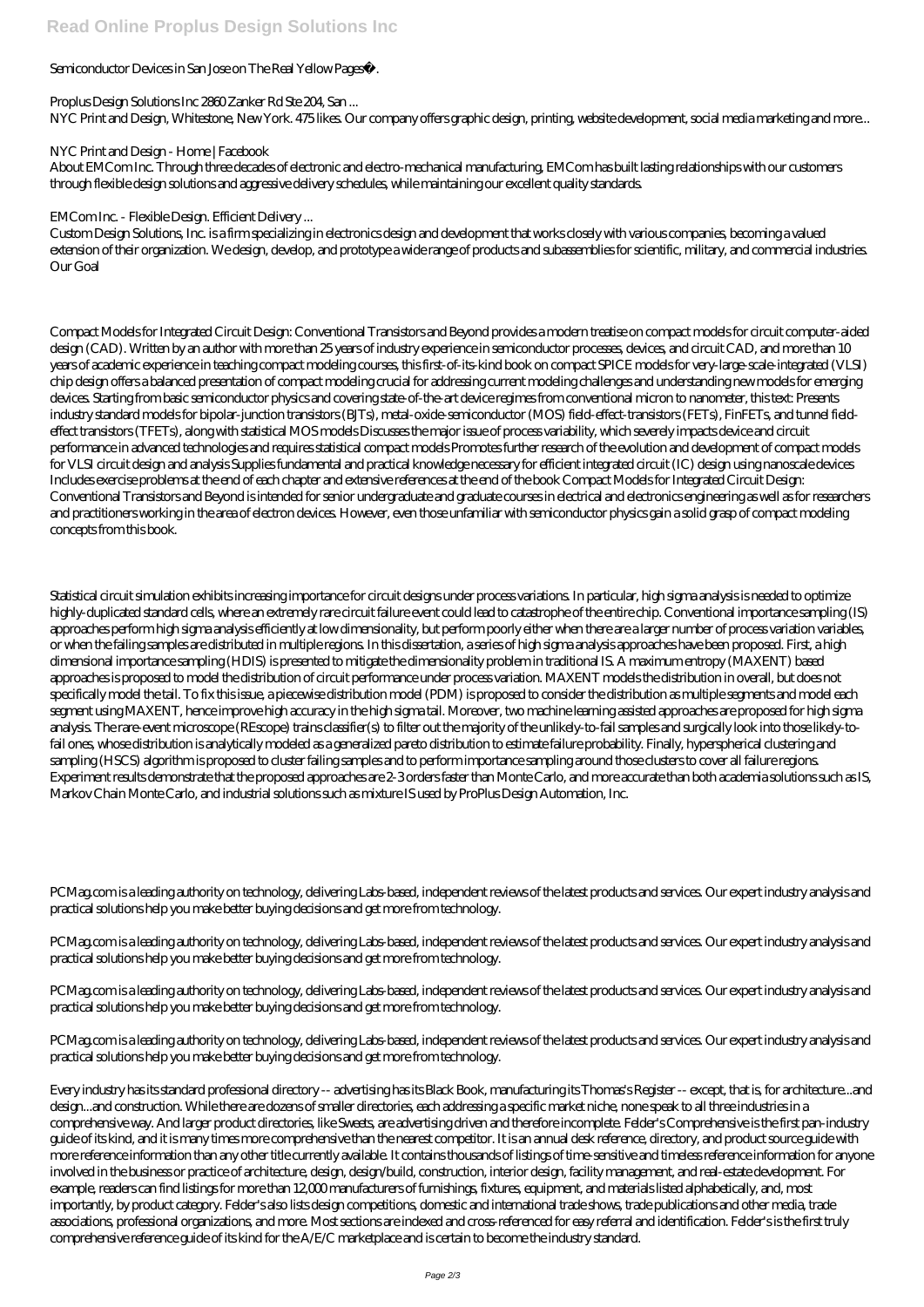Semiconductor Devices in San Jose on The Real Yellow Pages®.

Proplus Design Solutions Inc 2860 Zanker Rd Ste 204, San ...

NYC Print and Design, Whitestone, New York. 475 likes. Our company offers graphic design, printing, website development, social media marketing and more...

NYC Print and Design - Home | Facebook

About EMCom Inc. Through three decades of electronic and electro-mechanical manufacturing, EMCom has built lasting relationships with our customers through flexible design solutions and aggressive delivery schedules, while maintaining our excellent quality standards.

EMCom Inc. - Flexible Design. Efficient Delivery ...

Custom Design Solutions, Inc. is a firm specializing in electronics design and development that works closely with various companies, becoming a valued extension of their organization. We design, develop, and prototype a wide range of products and subassemblies for scientific, military, and commercial industries. Our Goal

Compact Models for Integrated Circuit Design: Conventional Transistors and Beyond provides a modern treatise on compact models for circuit computer-aided design (CAD). Written by an author with more than 25 years of industry experience in semiconductor processes, devices, and circuit CAD, and more than 10 years of academic experience in teaching compact modeling courses, this first-of-its-kind book on compact SPICE models for very-large-scale-integrated (VLSI) chip design offers a balanced presentation of compact modeling crucial for addressing current modeling challenges and understanding new models for emerging devices. Starting from basic semiconductor physics and covering state-of-the-art device regimes from conventional micron to nanometer, this text: Presents industry standard models for bipolar-junction transistors (BJTs), metal-oxide-semiconductor (MOS) field-effect-transistors (FETs), FinFETs, and tunnel field-effect transistors (TFETs), along with statistical MOS models Discusses the major issue of process variability, which severely impacts device and circuit performance in advanced technologies and requires statistical compact models Promotes further research of the evolution and development of compact models for VLSI circuit design and analysis Supplies fundamental and practical knowledge necessary for efficient integrated circuit (IC) design using nanoscale devices Includes exercise problems at the end of each chapter and extensive references at the end of the book Compact Models for Integrated Circuit Design: Conventional Transistors and Beyond is intended for senior undergraduate and graduate courses in electrical and electronics engineering as well as for researchers and practitioners working in the area of electron devices. However, even those unfamiliar with semiconductor physics gain a solid grasp of compact modeling concepts from this book.

Statistical circuit simulation exhibits increasing importance for circuit designs under process variations. In particular, high sigma analysis is needed to optimize highly-duplicated standard cells, where an extremely rare circuit failure event could lead to catastrophe of the entire chip. Conventional importance sampling (IS) approaches perform high sigma analysis efficiently at low dimensionality, but perform poorly either when there are a larger number of process variation variables, or when the failing samples are distributed in multiple regions. In this dissertation, a series of high sigma analysis approaches have been proposed. First, a high dimensional importance sampling (HDIS) is presented to mitigate the dimensionality problem in traditional IS. A maximum entropy (MAXENT) based approaches is proposed to model the distribution of circuit performance under process variation. MAXENT models the distribution in overall, but does not specifically model the tail. To fix this issue, a piecewise distribution model (PDM) is proposed to consider the distribution as multiple segments and model each segment using MAXENT, hence improve high accuracy in the high sigma tail. Moreover, two machine learning assisted approaches are proposed for high sigma analysis. The rare-event microscope (REscope) trains classifier(s) to filter out the majority of the unlikely-to-fail samples and surgically look into those likely-to-fail ones, whose distribution is analytically modeled as a generalized pareto distribution to estimate failure probability. Finally, hyperspherical clustering and sampling (HSCS) algorithm is proposed to cluster failing samples and to perform importance sampling around those clusters to cover all failure regions. Experiment results demonstrate that the proposed approaches are 2-3 orders faster than Monte Carlo, and more accurate than both academia solutions such as IS, Markov Chain Monte Carlo, and industrial solutions such as mixture IS used by ProPlus Design Automation, Inc.

PCMag.com is a leading authority on technology, delivering Labs-based, independent reviews of the latest products and services. Our expert industry analysis and practical solutions help you make better buying decisions and get more from technology.

PCMag.com is a leading authority on technology, delivering Labs-based, independent reviews of the latest products and services. Our expert industry analysis and practical solutions help you make better buying decisions and get more from technology.

PCMag.com is a leading authority on technology, delivering Labs-based, independent reviews of the latest products and services. Our expert industry analysis and practical solutions help you make better buying decisions and get more from technology.

PCMag.com is a leading authority on technology, delivering Labs-based, independent reviews of the latest products and services. Our expert industry analysis and practical solutions help you make better buying decisions and get more from technology.

Every industry has its standard professional directory -- advertising has its Black Book, manufacturing its Thomas's Register -- except, that is, for architecture...and design...and construction. While there are dozens of smaller directories, each addressing a specific market niche, none speak to all three industries in a comprehensive way. And larger product directories, like Sweets, are advertising driven and therefore incomplete. Felder's Comprehensive is the first pan-industry guide of its kind, and it is many times more comprehensive than the nearest competitor. It is an annual desk reference, directory, and product source guide with more reference information than any other title currently available. It contains thousands of listings of time-sensitive and timeless reference information for anyone involved in the business or practice of architecture, design, design/build, construction, interior design, facility management, and real-estate development. For example, readers can find listings for more than 12,000 manufacturers of furnishings, fixtures, equipment, and materials listed alphabetically, and, most importantly, by product category. Felder's also lists design competitions, domestic and international trade shows, trade publications and other media, trade associations, professional organizations, and more. Most sections are indexed and cross-referenced for easy referral and identification. Felder's is the first truly comprehensive reference guide of its kind for the A/E/C marketplace and is certain to become the industry standard.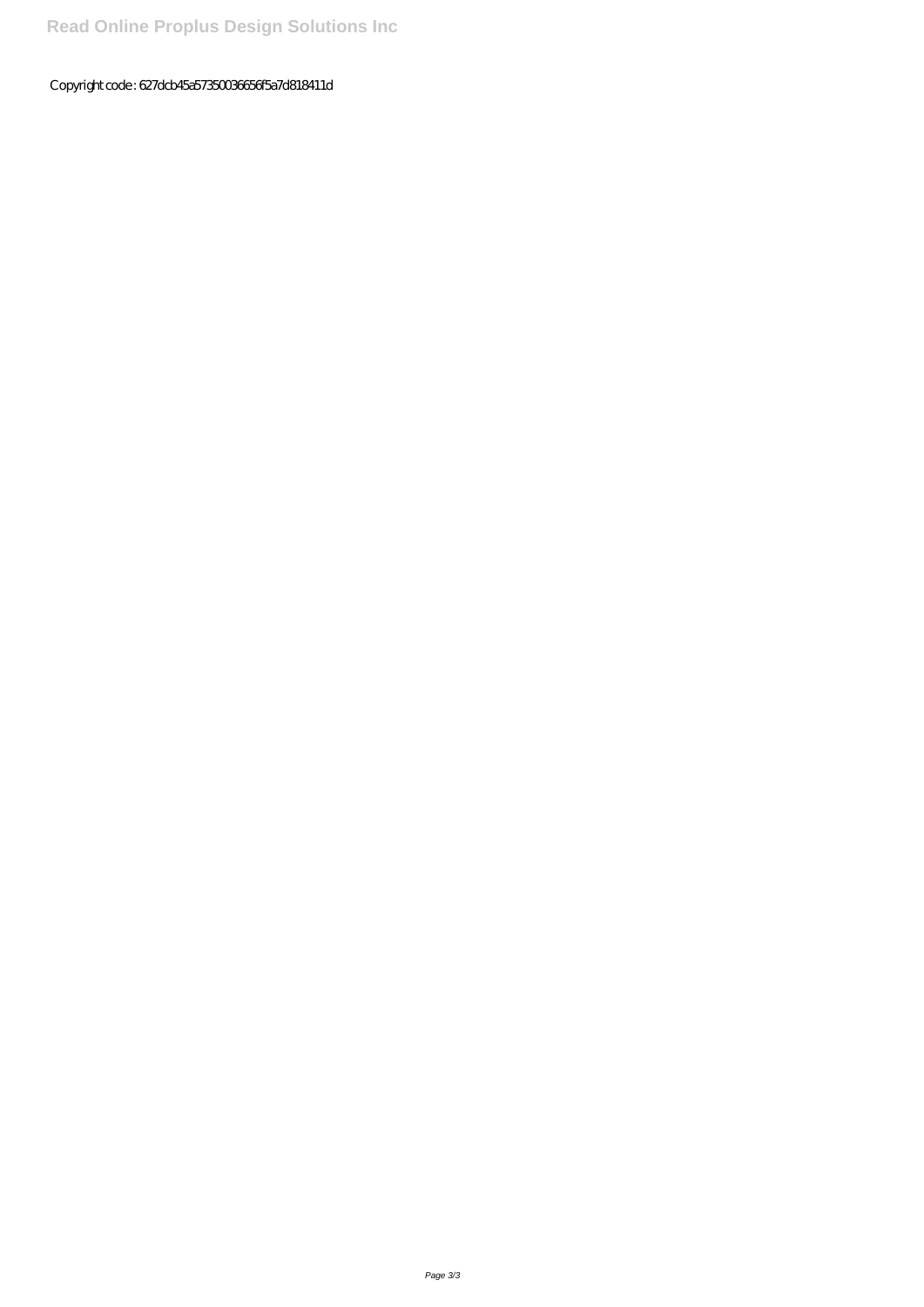Copyright code : 627dcb45a57350036656f5a7d818411d